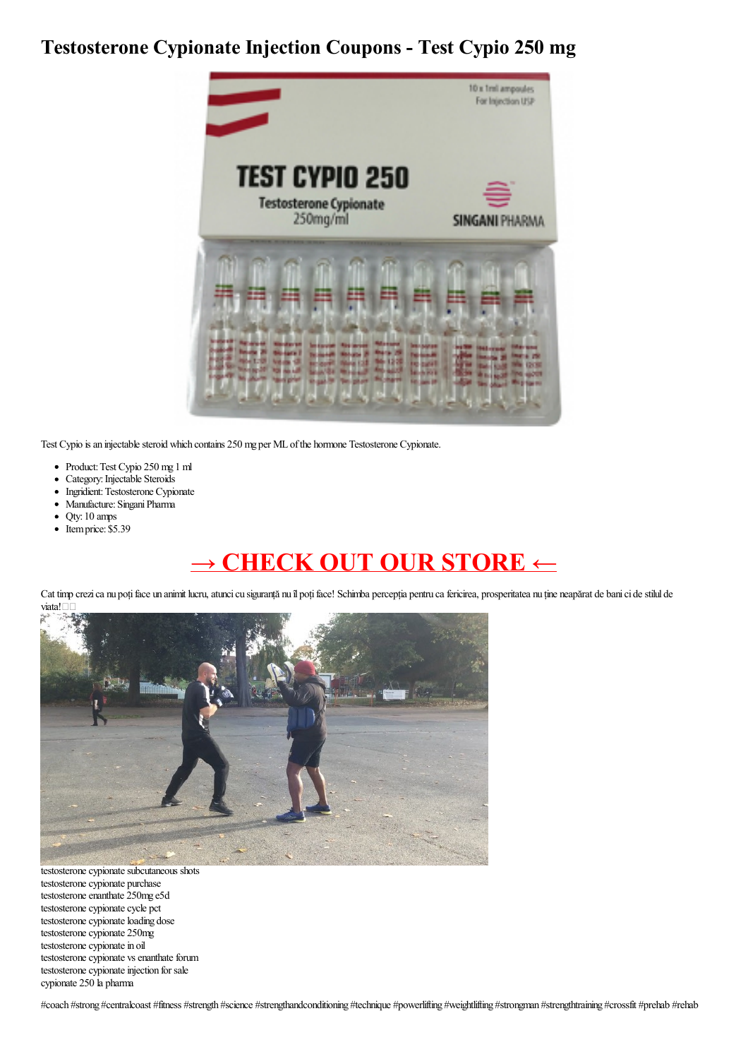# Testosterone Cypionate Injection Coupons - Test Cypio 250 mg

Test Cypio is an injectable steroid which contains 250 mg per ML of the hormone Testosterone Cypionate.

- Product: Test Cypio 250 mg 1 ml
- Category: Injectable Steroids
- Ingridient: Testosterone Cypionate
- Manufacture: Singani Pharma
- Qty: 10 amps
- Item price: $5.39

## → CHECK OUT OUR STORE ←

Cat timp crezi ca nu poți face un anumit lucru, atunci cu siguranță nu îl poți face! Schimba percepția pentru ca fericirea, prosperitatea nu ține neapărat de bani ci de stilul de viata!

testosterone cypionate subcutaneous shots
testosterone cypionate purchase
testosterone enanthate 250mg e5d
testosterone cypionate cycle pct
testosterone cypionate loading dose
testosterone cypionate 250mg
testosterone cypionate in oil
testosterone cypionate vs enanthate forum
testosterone cypionate injection for sale
cypionate 250 la pharma

#coach #strong #centralcoast #fitness #strength #science #strengthandconditioning #technique #powerlifting #weightlifting #strongman #strengthtraining #crossfit #prehab #rehab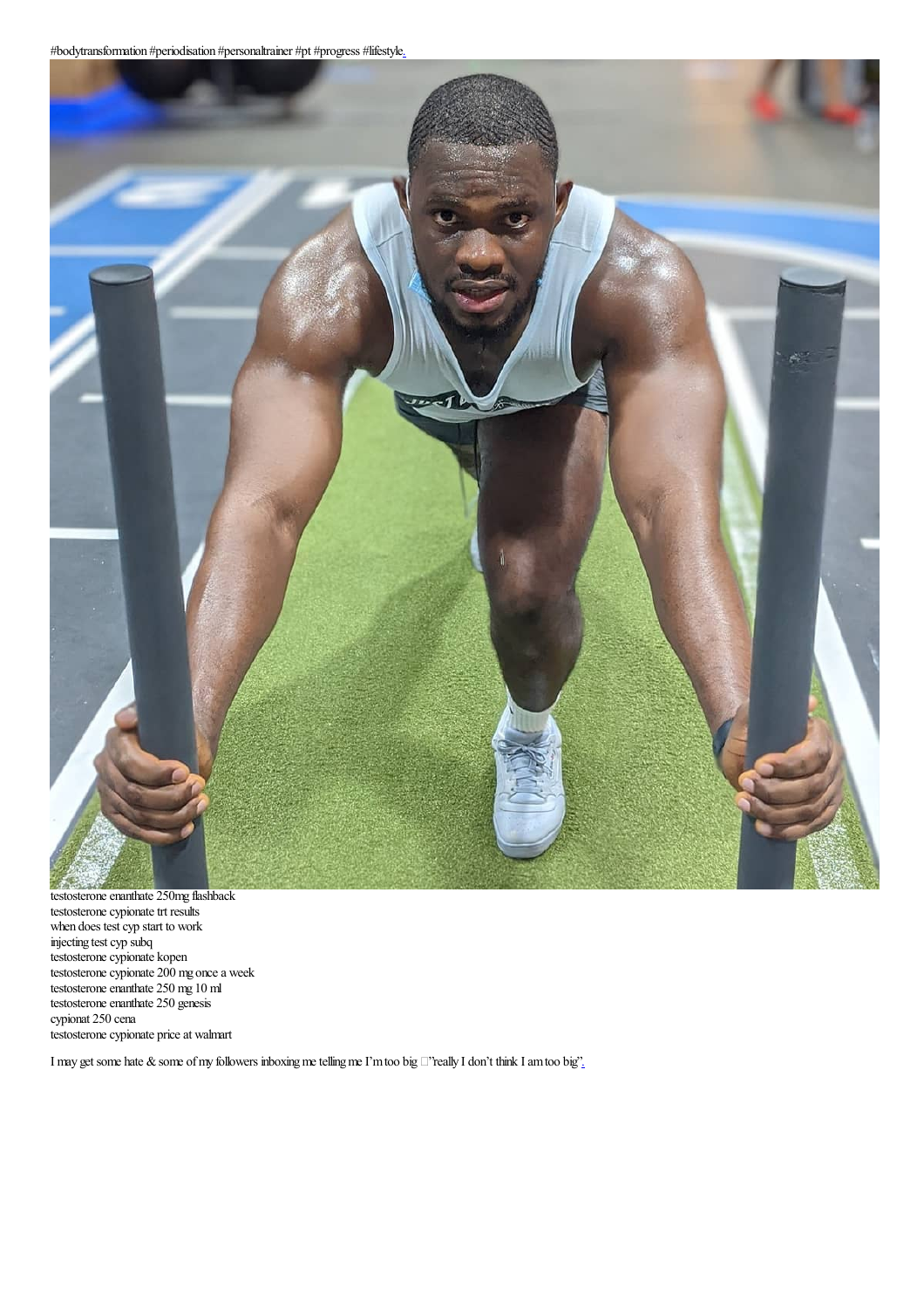#bodytransformation #periodisation #personaltrainer #pt #progress #lifestyle.

testosterone enanthate 250mg flashback
testosterone cypionate trt results
when does test cyp start to work
injecting test cyp subq
testosterone cypionate kopen
testosterone cypionate 200 mg once a week
testosterone enanthate 250 mg 10 ml
testosterone enanthate 250 genesis
cypionat 250 cena
testosterone cypionate price at walmart

I may get some hate & some of my followers inboxing me telling me I'm too big ”really I don't think I am too big”.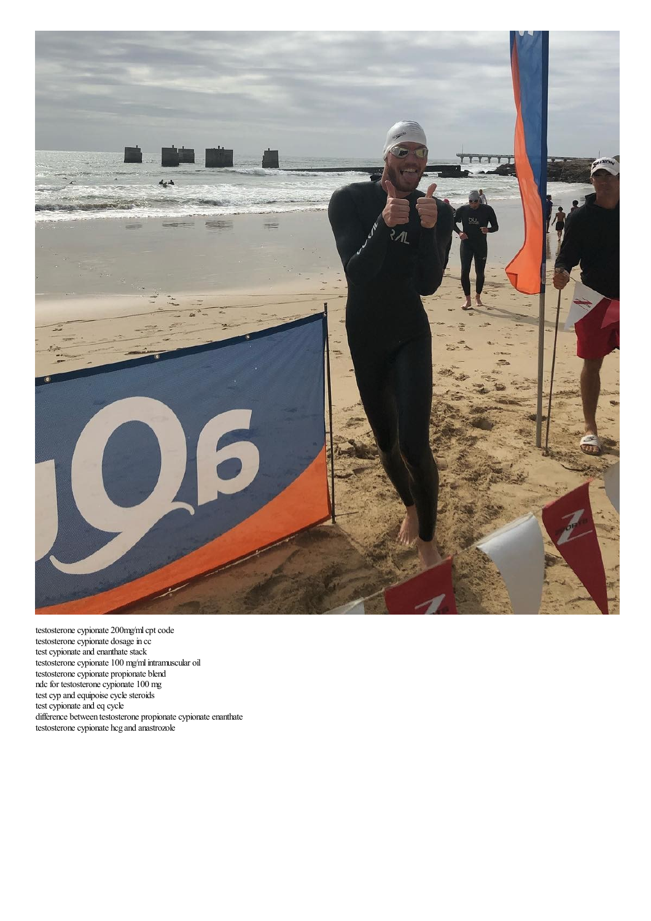testosterone cypionate 200mg/ml cpt code
testosterone cypionate dosage in cc
test cypionate and enanthate stack
testosterone cypionate 100 mg/ml intramuscular oil
testosterone cypionate propionate blend
ndc for testosterone cypionate 100 mg
test cyp and equipoise cycle steroids
test cypionate and eq cycle
difference between testosterone propionate cypionate enanthate
testosterone cypionate hcg and anastrozole